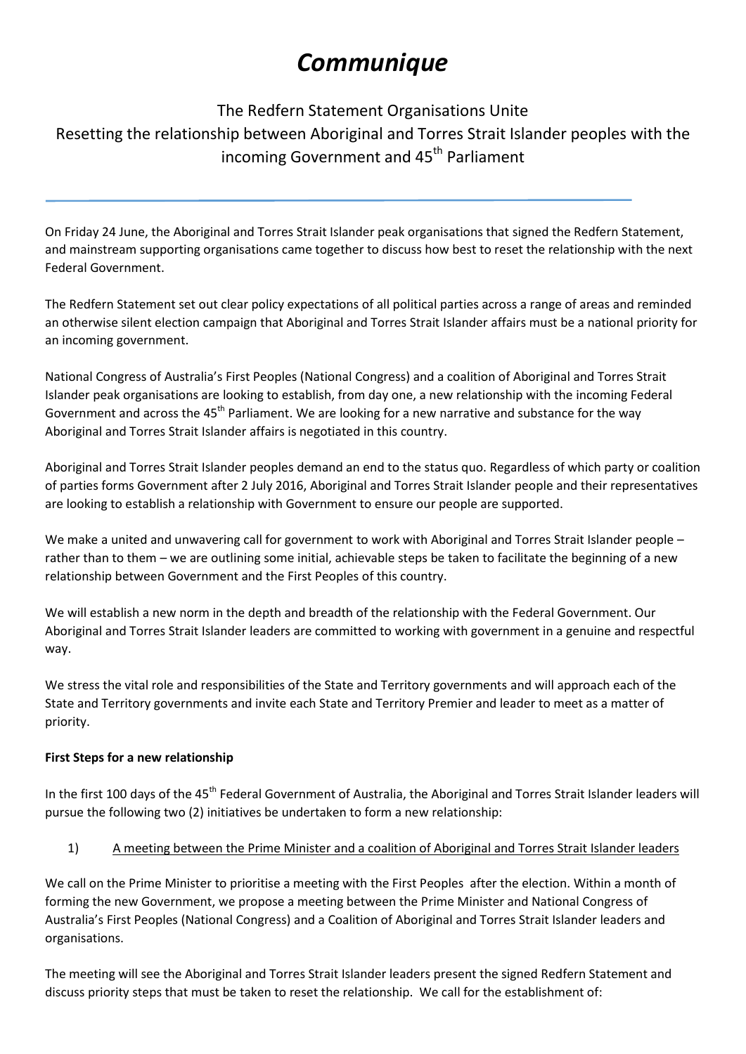# *Communique*

The Redfern Statement Organisations Unite

Resetting the relationship between Aboriginal and Torres Strait Islander peoples with the incoming Government and 45th Parliament

---

On Friday 24 June, the Aboriginal and Torres Strait Islander peak organisations that signed the Redfern Statement, and mainstream supporting organisations came together to discuss how best to reset the relationship with the next Federal Government.

The Redfern Statement set out clear policy expectations of all political parties across a range of areas and reminded an otherwise silent election campaign that Aboriginal and Torres Strait Islander affairs must be a national priority for an incoming government.

National Congress of Australia's First Peoples (National Congress) and a coalition of Aboriginal and Torres Strait Islander peak organisations are looking to establish, from day one, a new relationship with the incoming Federal Government and across the 45th Parliament. We are looking for a new narrative and substance for the way Aboriginal and Torres Strait Islander affairs is negotiated in this country.

Aboriginal and Torres Strait Islander peoples demand an end to the status quo. Regardless of which party or coalition of parties forms Government after 2 July 2016, Aboriginal and Torres Strait Islander people and their representatives are looking to establish a relationship with Government to ensure our people are supported.

We make a united and unwavering call for government to work with Aboriginal and Torres Strait Islander people – rather than to them – we are outlining some initial, achievable steps be taken to facilitate the beginning of a new relationship between Government and the First Peoples of this country.

We will establish a new norm in the depth and breadth of the relationship with the Federal Government. Our Aboriginal and Torres Strait Islander leaders are committed to working with government in a genuine and respectful way.

We stress the vital role and responsibilities of the State and Territory governments and will approach each of the State and Territory governments and invite each State and Territory Premier and leader to meet as a matter of priority.

**First Steps for a new relationship**

In the first 100 days of the 45th Federal Government of Australia, the Aboriginal and Torres Strait Islander leaders will pursue the following two (2) initiatives be undertaken to form a new relationship:

1) <u>A meeting between the Prime Minister and a coalition of Aboriginal and Torres Strait Islander leaders</u>

We call on the Prime Minister to prioritise a meeting with the First Peoples after the election. Within a month of forming the new Government, we propose a meeting between the Prime Minister and National Congress of Australia's First Peoples (National Congress) and a Coalition of Aboriginal and Torres Strait Islander leaders and organisations.

The meeting will see the Aboriginal and Torres Strait Islander leaders present the signed Redfern Statement and discuss priority steps that must be taken to reset the relationship. We call for the establishment of: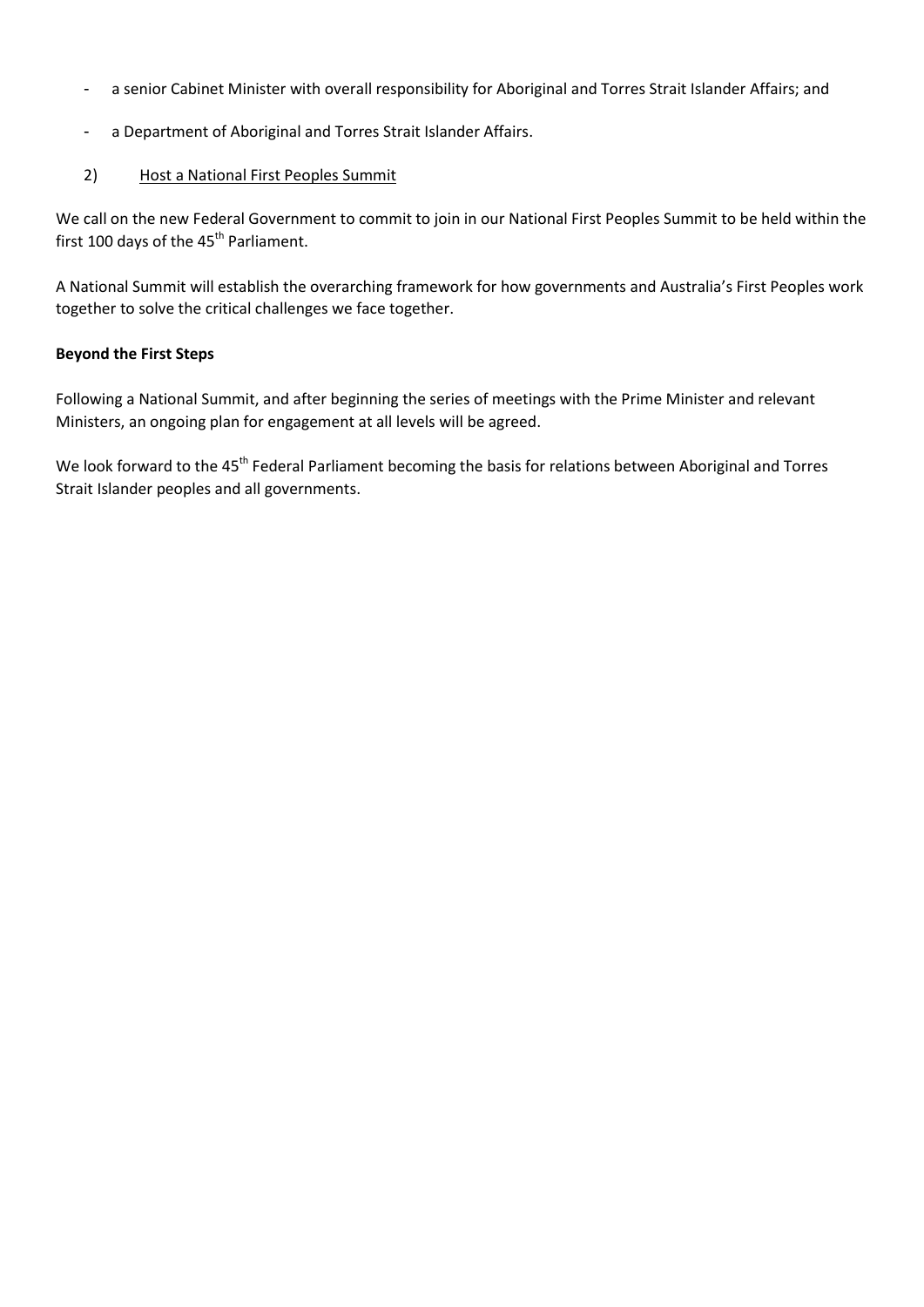- a senior Cabinet Minister with overall responsibility for Aboriginal and Torres Strait Islander Affairs; and
- a Department of Aboriginal and Torres Strait Islander Affairs.

2) Host a National First Peoples Summit

We call on the new Federal Government to commit to join in our National First Peoples Summit to be held within the first 100 days of the 45th Parliament.

A National Summit will establish the overarching framework for how governments and Australia's First Peoples work together to solve the critical challenges we face together.

**Beyond the First Steps**

Following a National Summit, and after beginning the series of meetings with the Prime Minister and relevant Ministers, an ongoing plan for engagement at all levels will be agreed.

We look forward to the 45th Federal Parliament becoming the basis for relations between Aboriginal and Torres Strait Islander peoples and all governments.